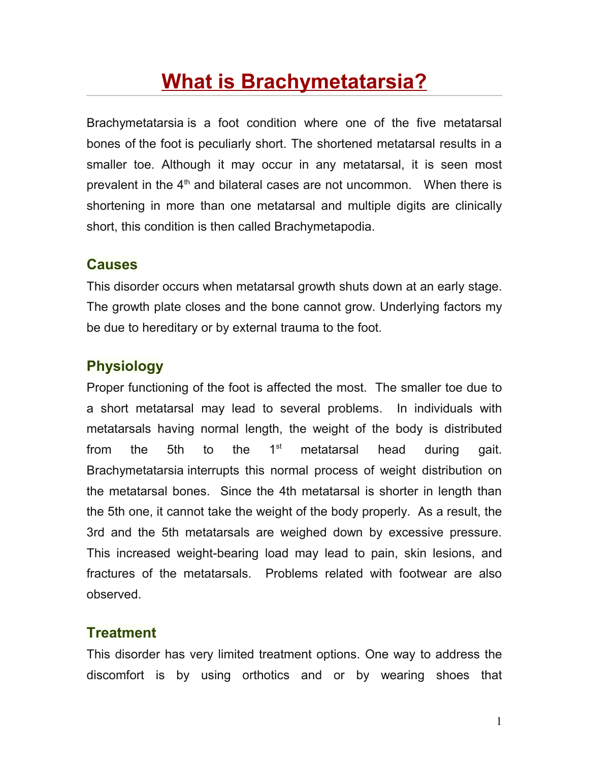# What is Brachymetatarsia?

Brachymetatarsia is a foot condition where one of the five metatarsal bones of the foot is peculiarly short. The shortened metatarsal results in a smaller toe. Although it may occur in any metatarsal, it is seen most prevalent in the 4th and bilateral cases are not uncommon. When there is shortening in more than one metatarsal and multiple digits are clinically short, this condition is then called Brachymetapodia.

## Causes

This disorder occurs when metatarsal growth shuts down at an early stage. The growth plate closes and the bone cannot grow. Underlying factors my be due to hereditary or by external trauma to the foot.

## Physiology

Proper functioning of the foot is affected the most. The smaller toe due to a short metatarsal may lead to several problems. In individuals with metatarsals having normal length, the weight of the body is distributed from the 5th to the 1st metatarsal head during gait. Brachymetatarsia interrupts this normal process of weight distribution on the metatarsal bones. Since the 4th metatarsal is shorter in length than the 5th one, it cannot take the weight of the body properly. As a result, the 3rd and the 5th metatarsals are weighed down by excessive pressure. This increased weight-bearing load may lead to pain, skin lesions, and fractures of the metatarsals. Problems related with footwear are also observed.

## Treatment

This disorder has very limited treatment options. One way to address the discomfort is by using orthotics and or by wearing shoes that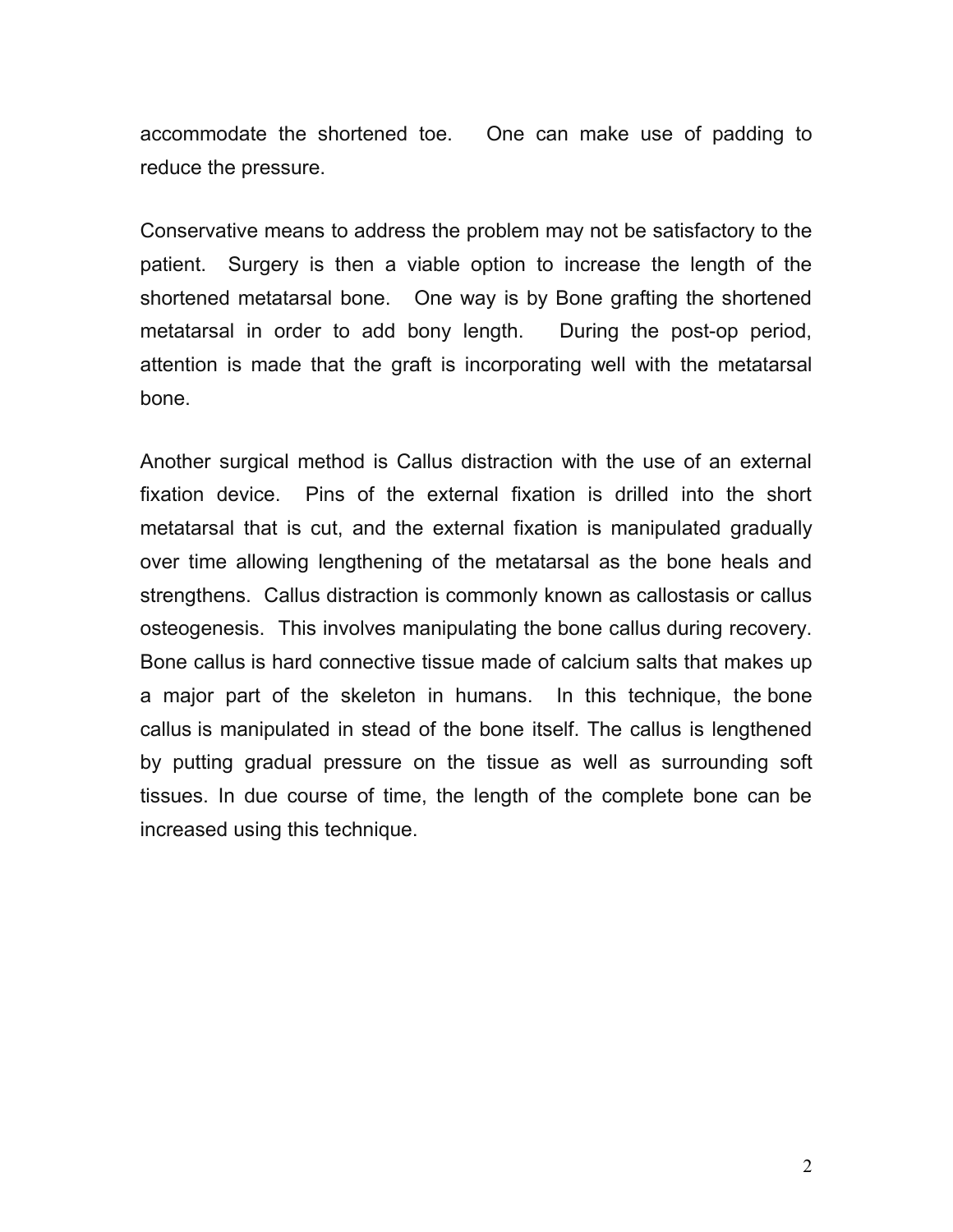accommodate the shortened toe. One can make use of padding to reduce the pressure.

Conservative means to address the problem may not be satisfactory to the patient. Surgery is then a viable option to increase the length of the shortened metatarsal bone. One way is by Bone grafting the shortened metatarsal in order to add bony length. During the post-op period, attention is made that the graft is incorporating well with the metatarsal bone.

Another surgical method is Callus distraction with the use of an external fixation device. Pins of the external fixation is drilled into the short metatarsal that is cut, and the external fixation is manipulated gradually over time allowing lengthening of the metatarsal as the bone heals and strengthens. Callus distraction is commonly known as callostasis or callus osteogenesis. This involves manipulating the bone callus during recovery. Bone callus is hard connective tissue made of calcium salts that makes up a major part of the skeleton in humans. In this technique, the bone callus is manipulated in stead of the bone itself. The callus is lengthened by putting gradual pressure on the tissue as well as surrounding soft tissues. In due course of time, the length of the complete bone can be increased using this technique.